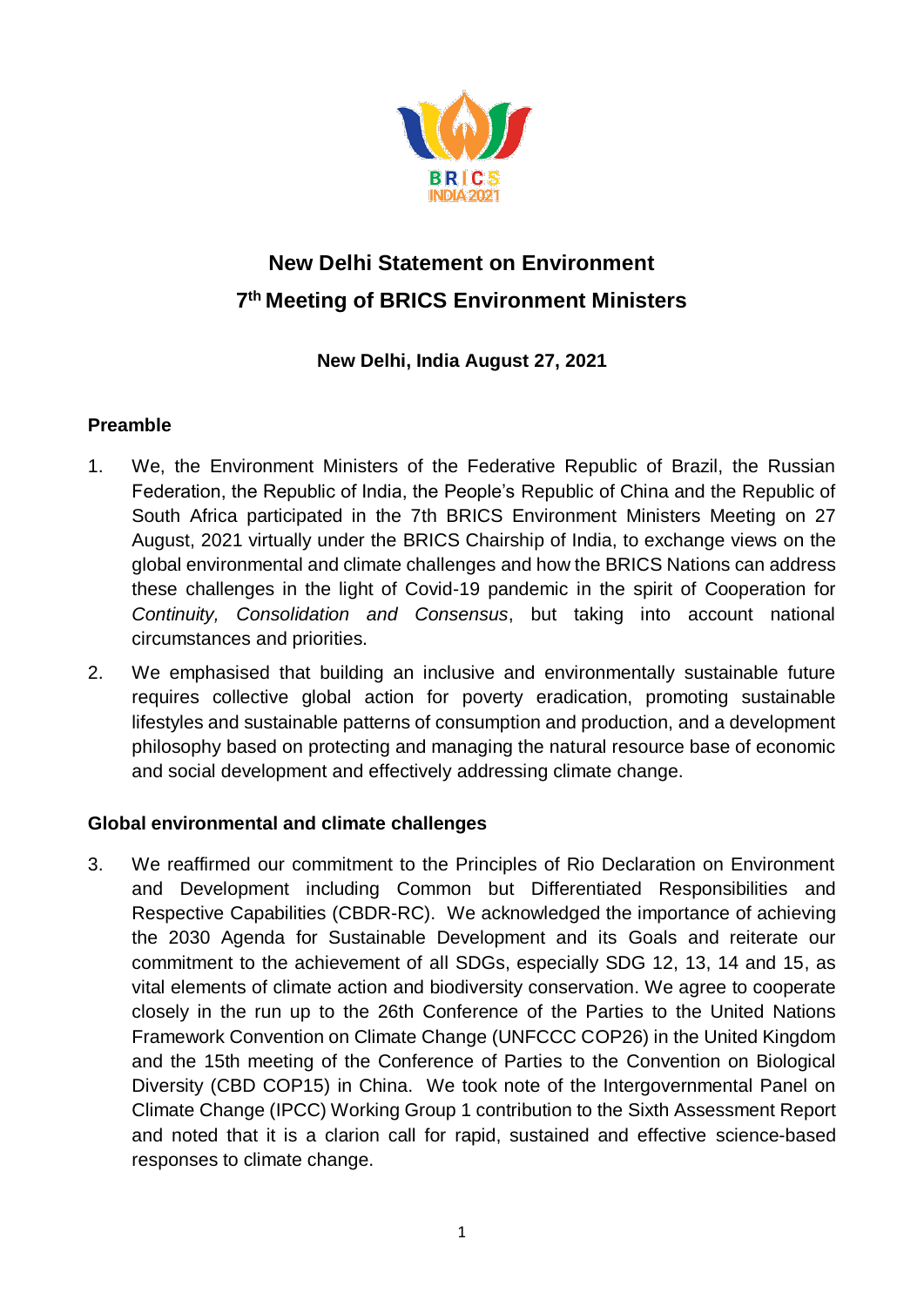# New Delhi Statement on Environment

# 7th Meeting of BRICS Environment Ministers

**New Delhi, India August 27, 2021**

## Preamble

1. We, the Environment Ministers of the Federative Republic of Brazil, the Russian Federation, the Republic of India, the People's Republic of China and the Republic of South Africa participated in the 7th BRICS Environment Ministers Meeting on 27 August, 2021 virtually under the BRICS Chairship of India, to exchange views on the global environmental and climate challenges and how the BRICS Nations can address these challenges in the light of Covid-19 pandemic in the spirit of Cooperation for *Continuity, Consolidation and Consensus*, but taking into account national circumstances and priorities.

2. We emphasised that building an inclusive and environmentally sustainable future requires collective global action for poverty eradication, promoting sustainable lifestyles and sustainable patterns of consumption and production, and a development philosophy based on protecting and managing the natural resource base of economic and social development and effectively addressing climate change.

## Global environmental and climate challenges

3. We reaffirmed our commitment to the Principles of Rio Declaration on Environment and Development including Common but Differentiated Responsibilities and Respective Capabilities (CBDR-RC). We acknowledged the importance of achieving the 2030 Agenda for Sustainable Development and its Goals and reiterate our commitment to the achievement of all SDGs, especially SDG 12, 13, 14 and 15, as vital elements of climate action and biodiversity conservation. We agree to cooperate closely in the run up to the 26th Conference of the Parties to the United Nations Framework Convention on Climate Change (UNFCCC COP26) in the United Kingdom and the 15th meeting of the Conference of Parties to the Convention on Biological Diversity (CBD COP15) in China. We took note of the Intergovernmental Panel on Climate Change (IPCC) Working Group 1 contribution to the Sixth Assessment Report and noted that it is a clarion call for rapid, sustained and effective science-based responses to climate change.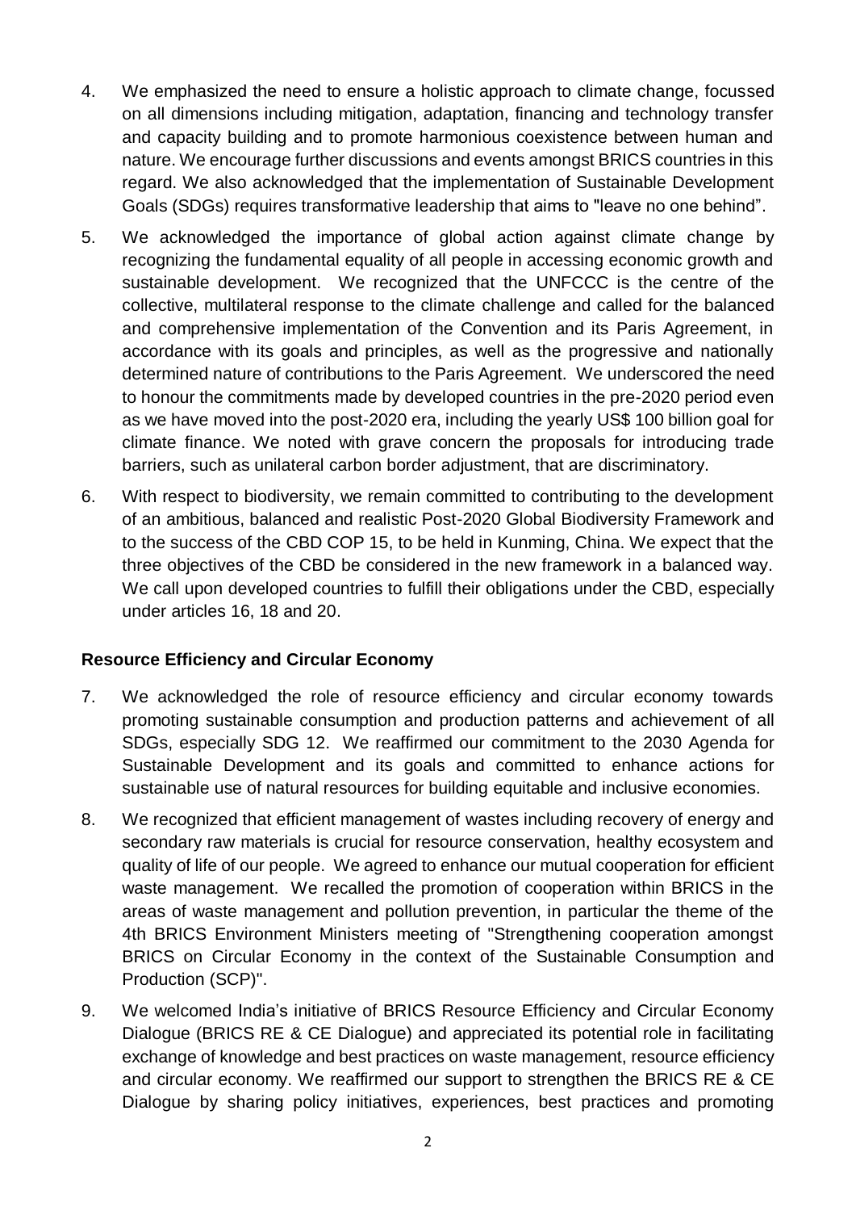4. We emphasized the need to ensure a holistic approach to climate change, focussed on all dimensions including mitigation, adaptation, financing and technology transfer and capacity building and to promote harmonious coexistence between human and nature. We encourage further discussions and events amongst BRICS countries in this regard. We also acknowledged that the implementation of Sustainable Development Goals (SDGs) requires transformative leadership that aims to "leave no one behind".

5. We acknowledged the importance of global action against climate change by recognizing the fundamental equality of all people in accessing economic growth and sustainable development. We recognized that the UNFCCC is the centre of the collective, multilateral response to the climate challenge and called for the balanced and comprehensive implementation of the Convention and its Paris Agreement, in accordance with its goals and principles, as well as the progressive and nationally determined nature of contributions to the Paris Agreement. We underscored the need to honour the commitments made by developed countries in the pre-2020 period even as we have moved into the post-2020 era, including the yearly US$ 100 billion goal for climate finance. We noted with grave concern the proposals for introducing trade barriers, such as unilateral carbon border adjustment, that are discriminatory.

6. With respect to biodiversity, we remain committed to contributing to the development of an ambitious, balanced and realistic Post-2020 Global Biodiversity Framework and to the success of the CBD COP 15, to be held in Kunming, China. We expect that the three objectives of the CBD be considered in the new framework in a balanced way. We call upon developed countries to fulfill their obligations under the CBD, especially under articles 16, 18 and 20.

**Resource Efficiency and Circular Economy**

7. We acknowledged the role of resource efficiency and circular economy towards promoting sustainable consumption and production patterns and achievement of all SDGs, especially SDG 12. We reaffirmed our commitment to the 2030 Agenda for Sustainable Development and its goals and committed to enhance actions for sustainable use of natural resources for building equitable and inclusive economies.

8. We recognized that efficient management of wastes including recovery of energy and secondary raw materials is crucial for resource conservation, healthy ecosystem and quality of life of our people. We agreed to enhance our mutual cooperation for efficient waste management. We recalled the promotion of cooperation within BRICS in the areas of waste management and pollution prevention, in particular the theme of the 4th BRICS Environment Ministers meeting of "Strengthening cooperation amongst BRICS on Circular Economy in the context of the Sustainable Consumption and Production (SCP)".

9. We welcomed India's initiative of BRICS Resource Efficiency and Circular Economy Dialogue (BRICS RE & CE Dialogue) and appreciated its potential role in facilitating exchange of knowledge and best practices on waste management, resource efficiency and circular economy. We reaffirmed our support to strengthen the BRICS RE & CE Dialogue by sharing policy initiatives, experiences, best practices and promoting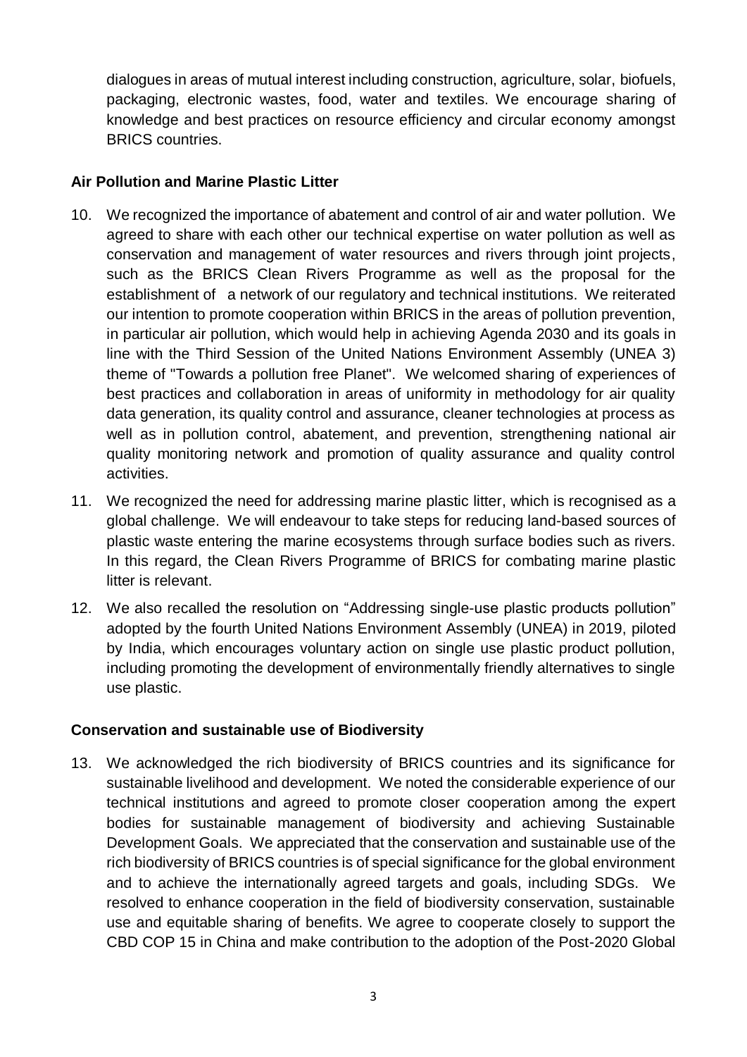dialogues in areas of mutual interest including construction, agriculture, solar, biofuels, packaging, electronic wastes, food, water and textiles. We encourage sharing of knowledge and best practices on resource efficiency and circular economy amongst BRICS countries.

**Air Pollution and Marine Plastic Litter**

10. We recognized the importance of abatement and control of air and water pollution. We agreed to share with each other our technical expertise on water pollution as well as conservation and management of water resources and rivers through joint projects, such as the BRICS Clean Rivers Programme as well as the proposal for the establishment of a network of our regulatory and technical institutions. We reiterated our intention to promote cooperation within BRICS in the areas of pollution prevention, in particular air pollution, which would help in achieving Agenda 2030 and its goals in line with the Third Session of the United Nations Environment Assembly (UNEA 3) theme of "Towards a pollution free Planet". We welcomed sharing of experiences of best practices and collaboration in areas of uniformity in methodology for air quality data generation, its quality control and assurance, cleaner technologies at process as well as in pollution control, abatement, and prevention, strengthening national air quality monitoring network and promotion of quality assurance and quality control activities.
11. We recognized the need for addressing marine plastic litter, which is recognised as a global challenge. We will endeavour to take steps for reducing land-based sources of plastic waste entering the marine ecosystems through surface bodies such as rivers. In this regard, the Clean Rivers Programme of BRICS for combating marine plastic litter is relevant.
12. We also recalled the resolution on "Addressing single-use plastic products pollution" adopted by the fourth United Nations Environment Assembly (UNEA) in 2019, piloted by India, which encourages voluntary action on single use plastic product pollution, including promoting the development of environmentally friendly alternatives to single use plastic.

**Conservation and sustainable use of Biodiversity**

13. We acknowledged the rich biodiversity of BRICS countries and its significance for sustainable livelihood and development. We noted the considerable experience of our technical institutions and agreed to promote closer cooperation among the expert bodies for sustainable management of biodiversity and achieving Sustainable Development Goals. We appreciated that the conservation and sustainable use of the rich biodiversity of BRICS countries is of special significance for the global environment and to achieve the internationally agreed targets and goals, including SDGs. We resolved to enhance cooperation in the field of biodiversity conservation, sustainable use and equitable sharing of benefits. We agree to cooperate closely to support the CBD COP 15 in China and make contribution to the adoption of the Post-2020 Global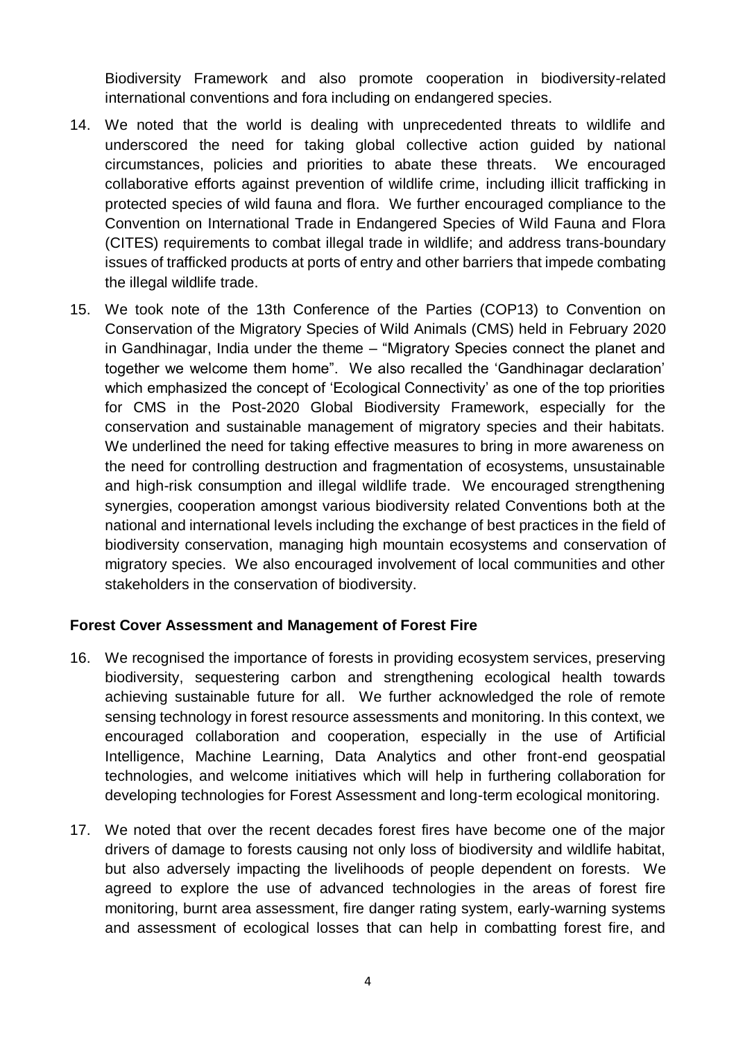Biodiversity Framework and also promote cooperation in biodiversity-related international conventions and fora including on endangered species.

14. We noted that the world is dealing with unprecedented threats to wildlife and underscored the need for taking global collective action guided by national circumstances, policies and priorities to abate these threats. We encouraged collaborative efforts against prevention of wildlife crime, including illicit trafficking in protected species of wild fauna and flora. We further encouraged compliance to the Convention on International Trade in Endangered Species of Wild Fauna and Flora (CITES) requirements to combat illegal trade in wildlife; and address trans-boundary issues of trafficked products at ports of entry and other barriers that impede combating the illegal wildlife trade.

15. We took note of the 13th Conference of the Parties (COP13) to Convention on Conservation of the Migratory Species of Wild Animals (CMS) held in February 2020 in Gandhinagar, India under the theme – "Migratory Species connect the planet and together we welcome them home". We also recalled the 'Gandhinagar declaration' which emphasized the concept of 'Ecological Connectivity' as one of the top priorities for CMS in the Post-2020 Global Biodiversity Framework, especially for the conservation and sustainable management of migratory species and their habitats. We underlined the need for taking effective measures to bring in more awareness on the need for controlling destruction and fragmentation of ecosystems, unsustainable and high-risk consumption and illegal wildlife trade. We encouraged strengthening synergies, cooperation amongst various biodiversity related Conventions both at the national and international levels including the exchange of best practices in the field of biodiversity conservation, managing high mountain ecosystems and conservation of migratory species. We also encouraged involvement of local communities and other stakeholders in the conservation of biodiversity.

**Forest Cover Assessment and Management of Forest Fire**

16. We recognised the importance of forests in providing ecosystem services, preserving biodiversity, sequestering carbon and strengthening ecological health towards achieving sustainable future for all. We further acknowledged the role of remote sensing technology in forest resource assessments and monitoring. In this context, we encouraged collaboration and cooperation, especially in the use of Artificial Intelligence, Machine Learning, Data Analytics and other front-end geospatial technologies, and welcome initiatives which will help in furthering collaboration for developing technologies for Forest Assessment and long-term ecological monitoring.

17. We noted that over the recent decades forest fires have become one of the major drivers of damage to forests causing not only loss of biodiversity and wildlife habitat, but also adversely impacting the livelihoods of people dependent on forests. We agreed to explore the use of advanced technologies in the areas of forest fire monitoring, burnt area assessment, fire danger rating system, early-warning systems and assessment of ecological losses that can help in combatting forest fire, and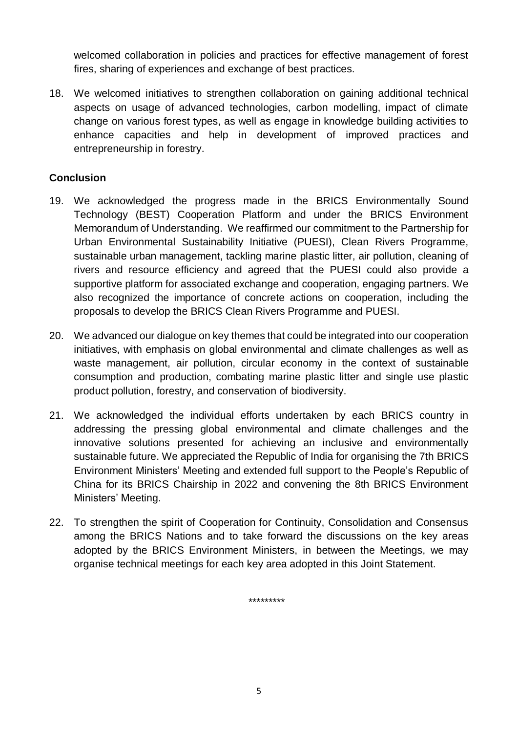welcomed collaboration in policies and practices for effective management of forest fires, sharing of experiences and exchange of best practices.

18. We welcomed initiatives to strengthen collaboration on gaining additional technical aspects on usage of advanced technologies, carbon modelling, impact of climate change on various forest types, as well as engage in knowledge building activities to enhance capacities and help in development of improved practices and entrepreneurship in forestry.

## Conclusion

19. We acknowledged the progress made in the BRICS Environmentally Sound Technology (BEST) Cooperation Platform and under the BRICS Environment Memorandum of Understanding. We reaffirmed our commitment to the Partnership for Urban Environmental Sustainability Initiative (PUESI), Clean Rivers Programme, sustainable urban management, tackling marine plastic litter, air pollution, cleaning of rivers and resource efficiency and agreed that the PUESI could also provide a supportive platform for associated exchange and cooperation, engaging partners. We also recognized the importance of concrete actions on cooperation, including the proposals to develop the BRICS Clean Rivers Programme and PUESI.

20. We advanced our dialogue on key themes that could be integrated into our cooperation initiatives, with emphasis on global environmental and climate challenges as well as waste management, air pollution, circular economy in the context of sustainable consumption and production, combating marine plastic litter and single use plastic product pollution, forestry, and conservation of biodiversity.

21. We acknowledged the individual efforts undertaken by each BRICS country in addressing the pressing global environmental and climate challenges and the innovative solutions presented for achieving an inclusive and environmentally sustainable future. We appreciated the Republic of India for organising the 7th BRICS Environment Ministers' Meeting and extended full support to the People's Republic of China for its BRICS Chairship in 2022 and convening the 8th BRICS Environment Ministers' Meeting.

22. To strengthen the spirit of Cooperation for Continuity, Consolidation and Consensus among the BRICS Nations and to take forward the discussions on the key areas adopted by the BRICS Environment Ministers, in between the Meetings, we may organise technical meetings for each key area adopted in this Joint Statement.

*********